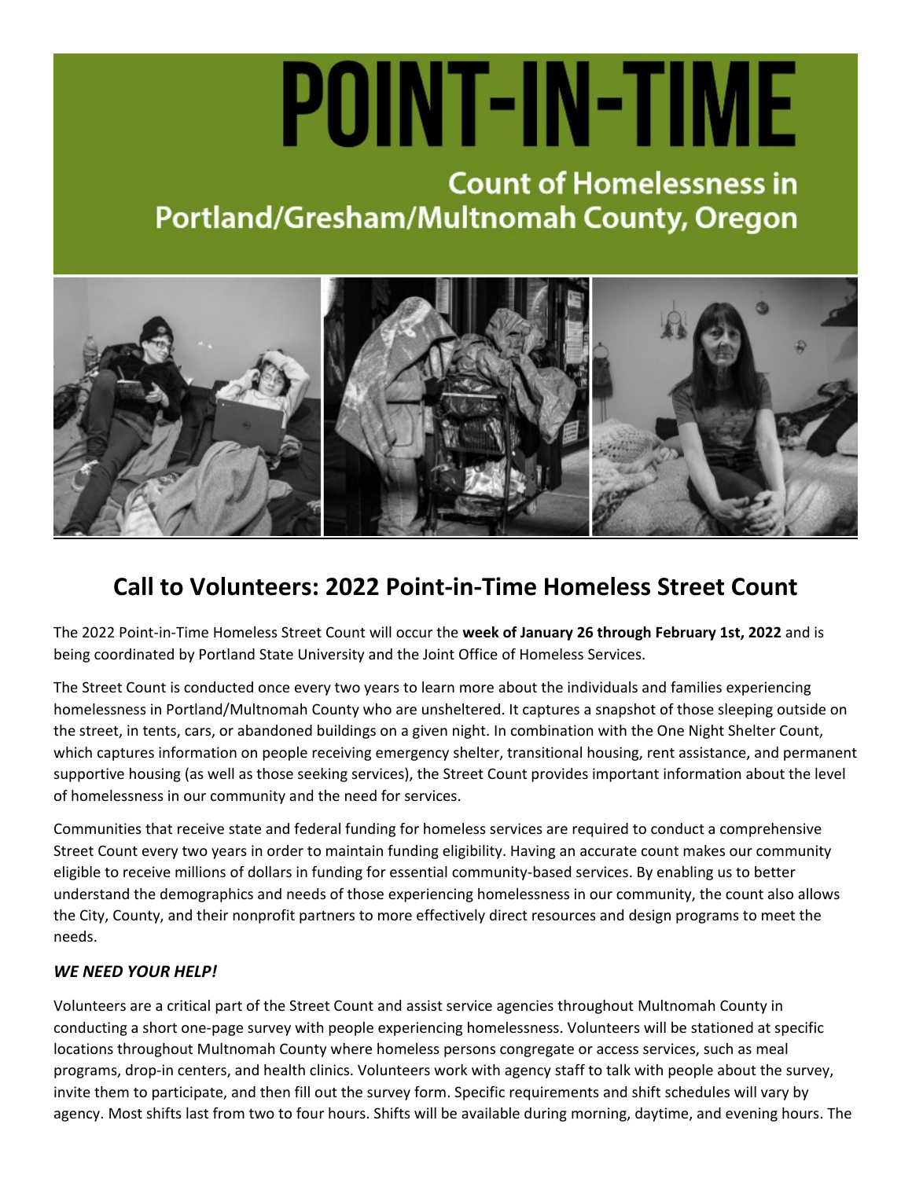# POINT-IN-TIME

## Count of Homelessness in Portland/Gresham/Multnomah County, Oregon

## Call to Volunteers: 2022 Point-in-Time Homeless Street Count

The 2022 Point-in-Time Homeless Street Count will occur the **week of January 26 through February 1st, 2022** and is being coordinated by Portland State University and the Joint Office of Homeless Services.

The Street Count is conducted once every two years to learn more about the individuals and families experiencing homelessness in Portland/Multnomah County who are unsheltered. It captures a snapshot of those sleeping outside on the street, in tents, cars, or abandoned buildings on a given night. In combination with the One Night Shelter Count, which captures information on people receiving emergency shelter, transitional housing, rent assistance, and permanent supportive housing (as well as those seeking services), the Street Count provides important information about the level of homelessness in our community and the need for services.

Communities that receive state and federal funding for homeless services are required to conduct a comprehensive Street Count every two years in order to maintain funding eligibility. Having an accurate count makes our community eligible to receive millions of dollars in funding for essential community-based services. By enabling us to better understand the demographics and needs of those experiencing homelessness in our community, the count also allows the City, County, and their nonprofit partners to more effectively direct resources and design programs to meet the needs.

### *WE NEED YOUR HELP!*

Volunteers are a critical part of the Street Count and assist service agencies throughout Multnomah County in conducting a short one-page survey with people experiencing homelessness. Volunteers will be stationed at specific locations throughout Multnomah County where homeless persons congregate or access services, such as meal programs, drop-in centers, and health clinics. Volunteers work with agency staff to talk with people about the survey, invite them to participate, and then fill out the survey form. Specific requirements and shift schedules will vary by agency. Most shifts last from two to four hours. Shifts will be available during morning, daytime, and evening hours. The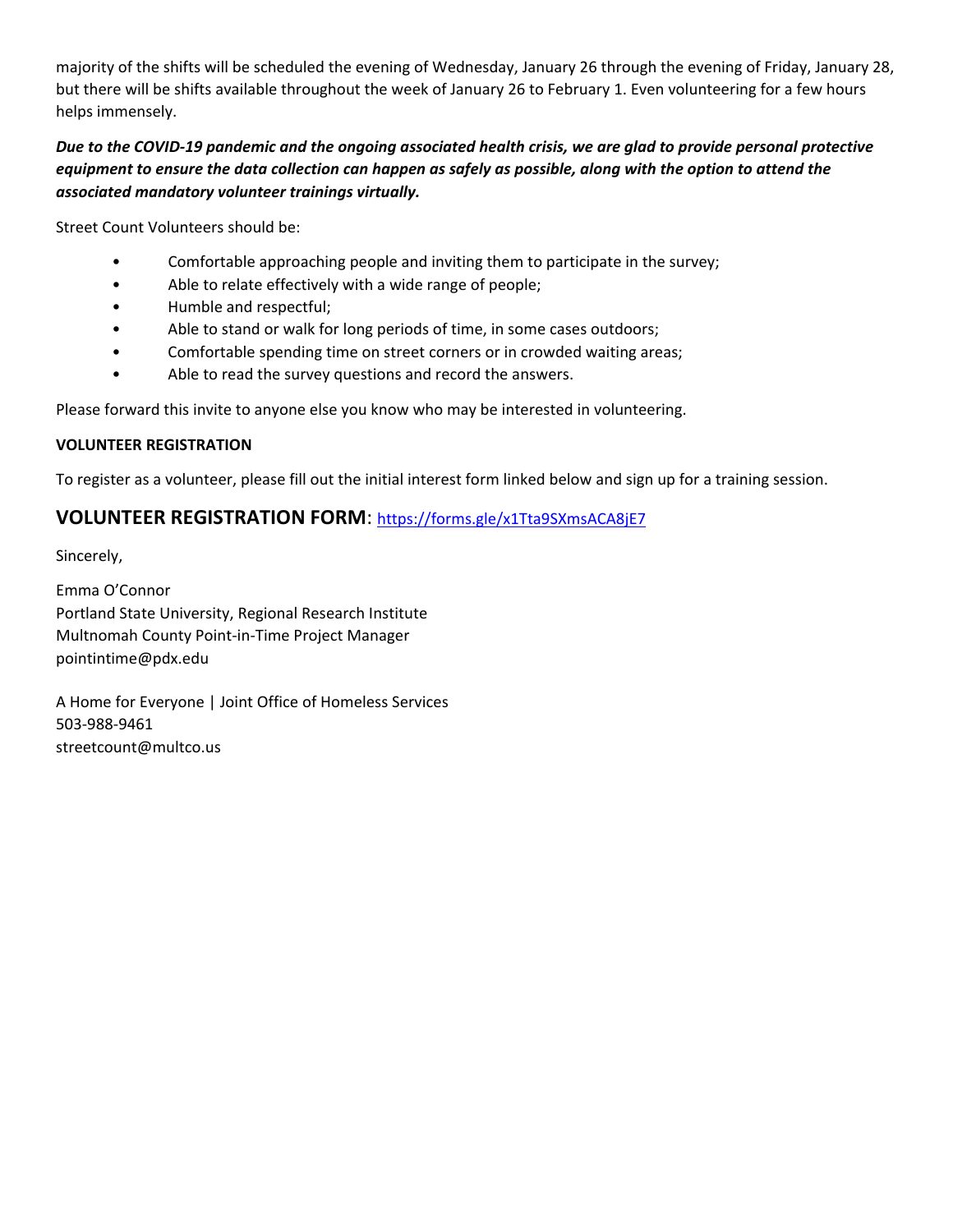majority of the shifts will be scheduled the evening of Wednesday, January 26 through the evening of Friday, January 28, but there will be shifts available throughout the week of January 26 to February 1. Even volunteering for a few hours helps immensely.

***Due to the COVID-19 pandemic and the ongoing associated health crisis, we are glad to provide personal protective equipment to ensure the data collection can happen as safely as possible, along with the option to attend the associated mandatory volunteer trainings virtually.***

Street Count Volunteers should be:

- Comfortable approaching people and inviting them to participate in the survey;
- Able to relate effectively with a wide range of people;
- Humble and respectful;
- Able to stand or walk for long periods of time, in some cases outdoors;
- Comfortable spending time on street corners or in crowded waiting areas;
- Able to read the survey questions and record the answers.

Please forward this invite to anyone else you know who may be interested in volunteering.

**VOLUNTEER REGISTRATION**

To register as a volunteer, please fill out the initial interest form linked below and sign up for a training session.

## VOLUNTEER REGISTRATION FORM: https://forms.gle/x1Tta9SXmsACA8jE7

Sincerely,

Emma O'Connor
Portland State University, Regional Research Institute
Multnomah County Point-in-Time Project Manager
pointintime@pdx.edu

A Home for Everyone | Joint Office of Homeless Services
503-988-9461
streetcount@multco.us